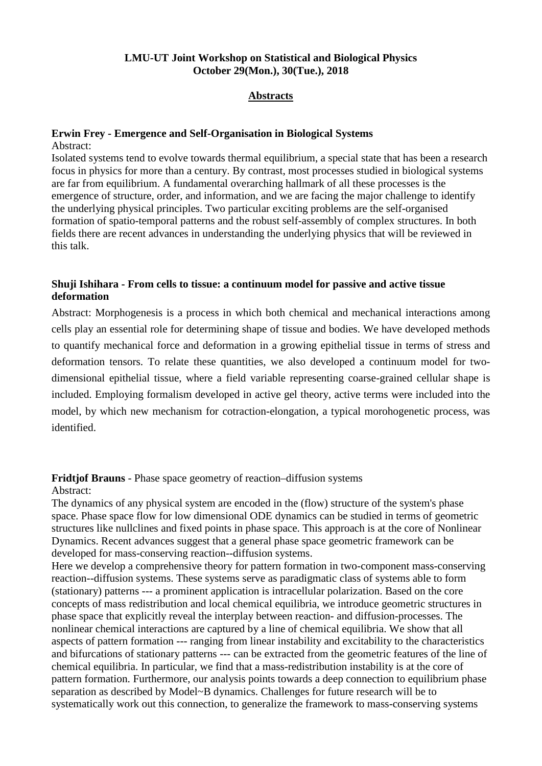**LMU-UT Joint Workshop on Statistical and Biological Physics**
**October 29(Mon.), 30(Tue.), 2018**

## Abstracts

**Erwin Frey - Emergence and Self-Organisation in Biological Systems**

Abstract:

Isolated systems tend to evolve towards thermal equilibrium, a special state that has been a research focus in physics for more than a century. By contrast, most processes studied in biological systems are far from equilibrium. A fundamental overarching hallmark of all these processes is the emergence of structure, order, and information, and we are facing the major challenge to identify the underlying physical principles. Two particular exciting problems are the self-organised formation of spatio-temporal patterns and the robust self-assembly of complex structures. In both fields there are recent advances in understanding the underlying physics that will be reviewed in this talk.

**Shuji Ishihara - From cells to tissue: a continuum model for passive and active tissue deformation**

Abstract: Morphogenesis is a process in which both chemical and mechanical interactions among cells play an essential role for determining shape of tissue and bodies. We have developed methods to quantify mechanical force and deformation in a growing epithelial tissue in terms of stress and deformation tensors. To relate these quantities, we also developed a continuum model for two-dimensional epithelial tissue, where a field variable representing coarse-grained cellular shape is included. Employing formalism developed in active gel theory, active terms were included into the model, by which new mechanism for cotraction-elongation, a typical morohogenetic process, was identified.

**Fridtjof Brauns** - Phase space geometry of reaction–diffusion systems

Abstract:

The dynamics of any physical system are encoded in the (flow) structure of the system's phase space. Phase space flow for low dimensional ODE dynamics can be studied in terms of geometric structures like nullclines and fixed points in phase space. This approach is at the core of Nonlinear Dynamics. Recent advances suggest that a general phase space geometric framework can be developed for mass-conserving reaction--diffusion systems.

Here we develop a comprehensive theory for pattern formation in two-component mass-conserving reaction--diffusion systems. These systems serve as paradigmatic class of systems able to form (stationary) patterns --- a prominent application is intracellular polarization. Based on the core concepts of mass redistribution and local chemical equilibria, we introduce geometric structures in phase space that explicitly reveal the interplay between reaction- and diffusion-processes. The nonlinear chemical interactions are captured by a line of chemical equilibria. We show that all aspects of pattern formation --- ranging from linear instability and excitability to the characteristics and bifurcations of stationary patterns --- can be extracted from the geometric features of the line of chemical equilibria. In particular, we find that a mass-redistribution instability is at the core of pattern formation. Furthermore, our analysis points towards a deep connection to equilibrium phase separation as described by Model~B dynamics. Challenges for future research will be to systematically work out this connection, to generalize the framework to mass-conserving systems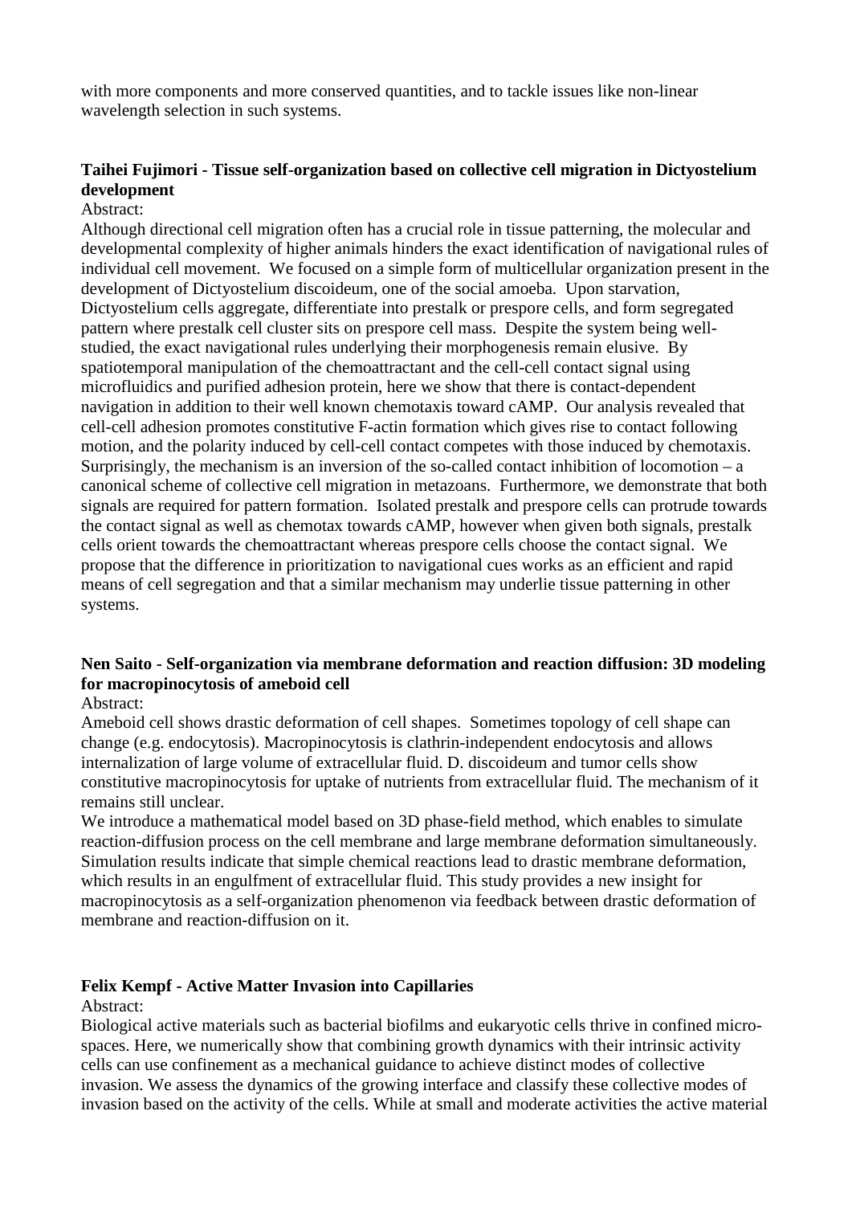with more components and more conserved quantities, and to tackle issues like non-linear wavelength selection in such systems.

**Taihei Fujimori - Tissue self-organization based on collective cell migration in Dictyostelium development**

Abstract:

Although directional cell migration often has a crucial role in tissue patterning, the molecular and developmental complexity of higher animals hinders the exact identification of navigational rules of individual cell movement. We focused on a simple form of multicellular organization present in the development of Dictyostelium discoideum, one of the social amoeba. Upon starvation, Dictyostelium cells aggregate, differentiate into prestalk or prespore cells, and form segregated pattern where prestalk cell cluster sits on prespore cell mass. Despite the system being well-studied, the exact navigational rules underlying their morphogenesis remain elusive. By spatiotemporal manipulation of the chemoattractant and the cell-cell contact signal using microfluidics and purified adhesion protein, here we show that there is contact-dependent navigation in addition to their well known chemotaxis toward cAMP. Our analysis revealed that cell-cell adhesion promotes constitutive F-actin formation which gives rise to contact following motion, and the polarity induced by cell-cell contact competes with those induced by chemotaxis. Surprisingly, the mechanism is an inversion of the so-called contact inhibition of locomotion – a canonical scheme of collective cell migration in metazoans. Furthermore, we demonstrate that both signals are required for pattern formation. Isolated prestalk and prespore cells can protrude towards the contact signal as well as chemotax towards cAMP, however when given both signals, prestalk cells orient towards the chemoattractant whereas prespore cells choose the contact signal. We propose that the difference in prioritization to navigational cues works as an efficient and rapid means of cell segregation and that a similar mechanism may underlie tissue patterning in other systems.

**Nen Saito - Self-organization via membrane deformation and reaction diffusion: 3D modeling for macropinocytosis of ameboid cell**

Abstract:

Ameboid cell shows drastic deformation of cell shapes. Sometimes topology of cell shape can change (e.g. endocytosis). Macropinocytosis is clathrin-independent endocytosis and allows internalization of large volume of extracellular fluid. D. discoideum and tumor cells show constitutive macropinocytosis for uptake of nutrients from extracellular fluid. The mechanism of it remains still unclear.

We introduce a mathematical model based on 3D phase-field method, which enables to simulate reaction-diffusion process on the cell membrane and large membrane deformation simultaneously. Simulation results indicate that simple chemical reactions lead to drastic membrane deformation, which results in an engulfment of extracellular fluid. This study provides a new insight for macropinocytosis as a self-organization phenomenon via feedback between drastic deformation of membrane and reaction-diffusion on it.

**Felix Kempf - Active Matter Invasion into Capillaries**

Abstract:

Biological active materials such as bacterial biofilms and eukaryotic cells thrive in confined micro-spaces. Here, we numerically show that combining growth dynamics with their intrinsic activity cells can use confinement as a mechanical guidance to achieve distinct modes of collective invasion. We assess the dynamics of the growing interface and classify these collective modes of invasion based on the activity of the cells. While at small and moderate activities the active material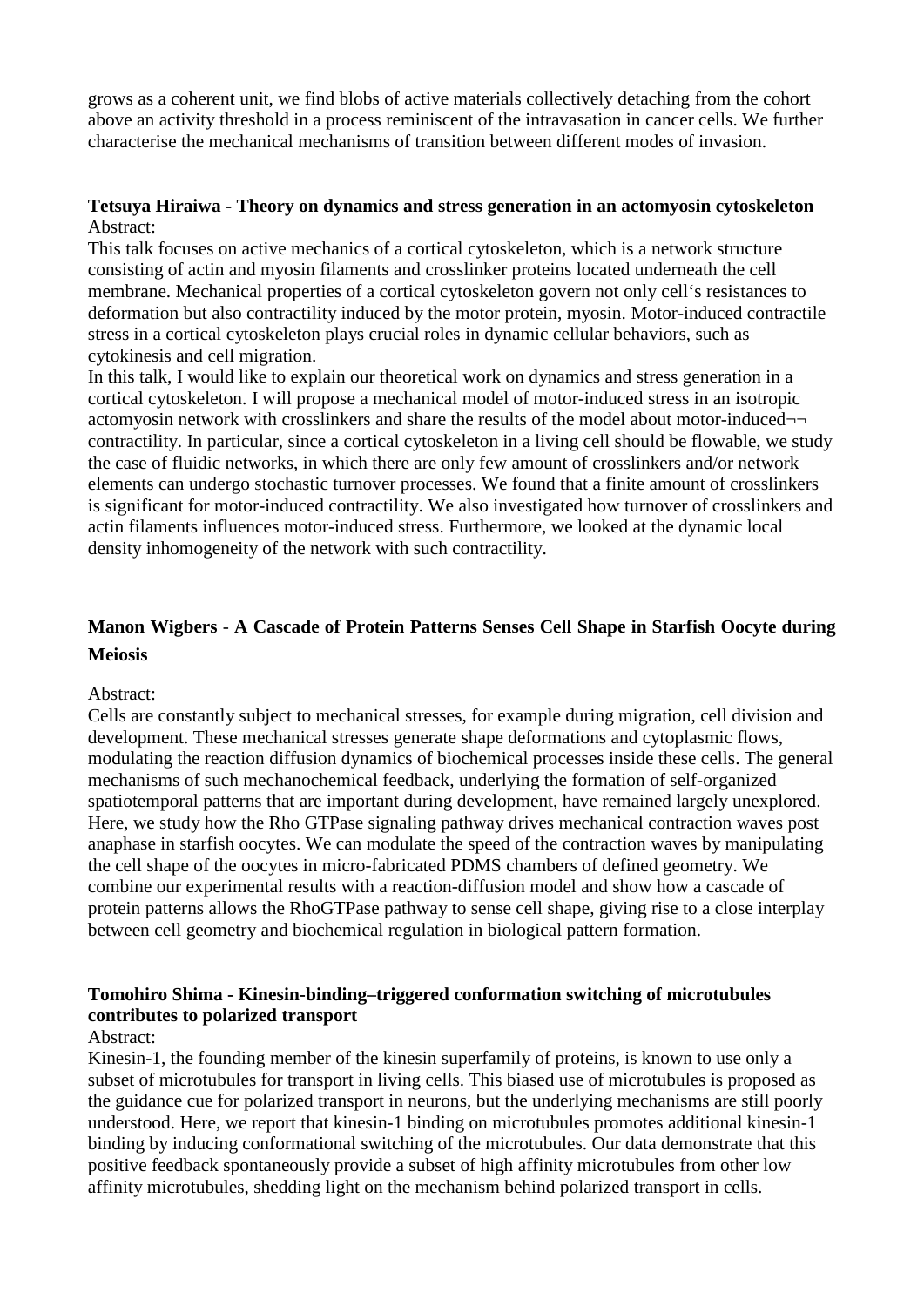grows as a coherent unit, we find blobs of active materials collectively detaching from the cohort above an activity threshold in a process reminiscent of the intravasation in cancer cells. We further characterise the mechanical mechanisms of transition between different modes of invasion.

**Tetsuya Hiraiwa - Theory on dynamics and stress generation in an actomyosin cytoskeleton**
Abstract:
This talk focuses on active mechanics of a cortical cytoskeleton, which is a network structure consisting of actin and myosin filaments and crosslinker proteins located underneath the cell membrane. Mechanical properties of a cortical cytoskeleton govern not only cell's resistances to deformation but also contractility induced by the motor protein, myosin. Motor-induced contractile stress in a cortical cytoskeleton plays crucial roles in dynamic cellular behaviors, such as cytokinesis and cell migration.
In this talk, I would like to explain our theoretical work on dynamics and stress generation in a cortical cytoskeleton. I will propose a mechanical model of motor-induced stress in an isotropic actomyosin network with crosslinkers and share the results of the model about motor-induced¬¬ contractility. In particular, since a cortical cytoskeleton in a living cell should be flowable, we study the case of fluidic networks, in which there are only few amount of crosslinkers and/or network elements can undergo stochastic turnover processes. We found that a finite amount of crosslinkers is significant for motor-induced contractility. We also investigated how turnover of crosslinkers and actin filaments influences motor-induced stress. Furthermore, we looked at the dynamic local density inhomogeneity of the network with such contractility.

**Manon Wigbers - A Cascade of Protein Patterns Senses Cell Shape in Starfish Oocyte during Meiosis**

Abstract:
Cells are constantly subject to mechanical stresses, for example during migration, cell division and development. These mechanical stresses generate shape deformations and cytoplasmic flows, modulating the reaction diffusion dynamics of biochemical processes inside these cells. The general mechanisms of such mechanochemical feedback, underlying the formation of self-organized spatiotemporal patterns that are important during development, have remained largely unexplored. Here, we study how the Rho GTPase signaling pathway drives mechanical contraction waves post anaphase in starfish oocytes. We can modulate the speed of the contraction waves by manipulating the cell shape of the oocytes in micro-fabricated PDMS chambers of defined geometry. We combine our experimental results with a reaction-diffusion model and show how a cascade of protein patterns allows the RhoGTPase pathway to sense cell shape, giving rise to a close interplay between cell geometry and biochemical regulation in biological pattern formation.

**Tomohiro Shima - Kinesin-binding–triggered conformation switching of microtubules contributes to polarized transport**
Abstract:
Kinesin-1, the founding member of the kinesin superfamily of proteins, is known to use only a subset of microtubules for transport in living cells. This biased use of microtubules is proposed as the guidance cue for polarized transport in neurons, but the underlying mechanisms are still poorly understood. Here, we report that kinesin-1 binding on microtubules promotes additional kinesin-1 binding by inducing conformational switching of the microtubules. Our data demonstrate that this positive feedback spontaneously provide a subset of high affinity microtubules from other low affinity microtubules, shedding light on the mechanism behind polarized transport in cells.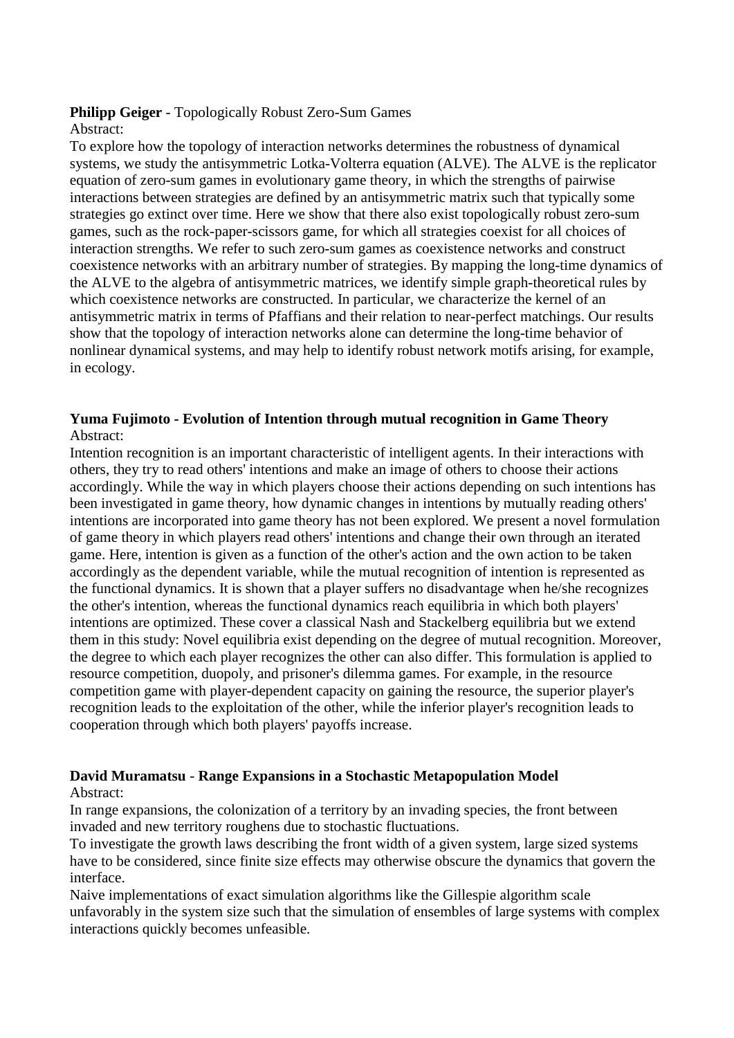**Philipp Geiger** - Topologically Robust Zero-Sum Games

Abstract:

To explore how the topology of interaction networks determines the robustness of dynamical systems, we study the antisymmetric Lotka-Volterra equation (ALVE). The ALVE is the replicator equation of zero-sum games in evolutionary game theory, in which the strengths of pairwise interactions between strategies are defined by an antisymmetric matrix such that typically some strategies go extinct over time. Here we show that there also exist topologically robust zero-sum games, such as the rock-paper-scissors game, for which all strategies coexist for all choices of interaction strengths. We refer to such zero-sum games as coexistence networks and construct coexistence networks with an arbitrary number of strategies. By mapping the long-time dynamics of the ALVE to the algebra of antisymmetric matrices, we identify simple graph-theoretical rules by which coexistence networks are constructed. In particular, we characterize the kernel of an antisymmetric matrix in terms of Pfaffians and their relation to near-perfect matchings. Our results show that the topology of interaction networks alone can determine the long-time behavior of nonlinear dynamical systems, and may help to identify robust network motifs arising, for example, in ecology.

**Yuma Fujimoto - Evolution of Intention through mutual recognition in Game Theory**

Abstract:

Intention recognition is an important characteristic of intelligent agents. In their interactions with others, they try to read others' intentions and make an image of others to choose their actions accordingly. While the way in which players choose their actions depending on such intentions has been investigated in game theory, how dynamic changes in intentions by mutually reading others' intentions are incorporated into game theory has not been explored. We present a novel formulation of game theory in which players read others' intentions and change their own through an iterated game. Here, intention is given as a function of the other's action and the own action to be taken accordingly as the dependent variable, while the mutual recognition of intention is represented as the functional dynamics. It is shown that a player suffers no disadvantage when he/she recognizes the other's intention, whereas the functional dynamics reach equilibria in which both players' intentions are optimized. These cover a classical Nash and Stackelberg equilibria but we extend them in this study: Novel equilibria exist depending on the degree of mutual recognition. Moreover, the degree to which each player recognizes the other can also differ. This formulation is applied to resource competition, duopoly, and prisoner's dilemma games. For example, in the resource competition game with player-dependent capacity on gaining the resource, the superior player's recognition leads to the exploitation of the other, while the inferior player's recognition leads to cooperation through which both players' payoffs increase.

**David Muramatsu** - **Range Expansions in a Stochastic Metapopulation Model**

Abstract:

In range expansions, the colonization of a territory by an invading species, the front between invaded and new territory roughens due to stochastic fluctuations.

To investigate the growth laws describing the front width of a given system, large sized systems have to be considered, since finite size effects may otherwise obscure the dynamics that govern the interface.

Naive implementations of exact simulation algorithms like the Gillespie algorithm scale unfavorably in the system size such that the simulation of ensembles of large systems with complex interactions quickly becomes unfeasible.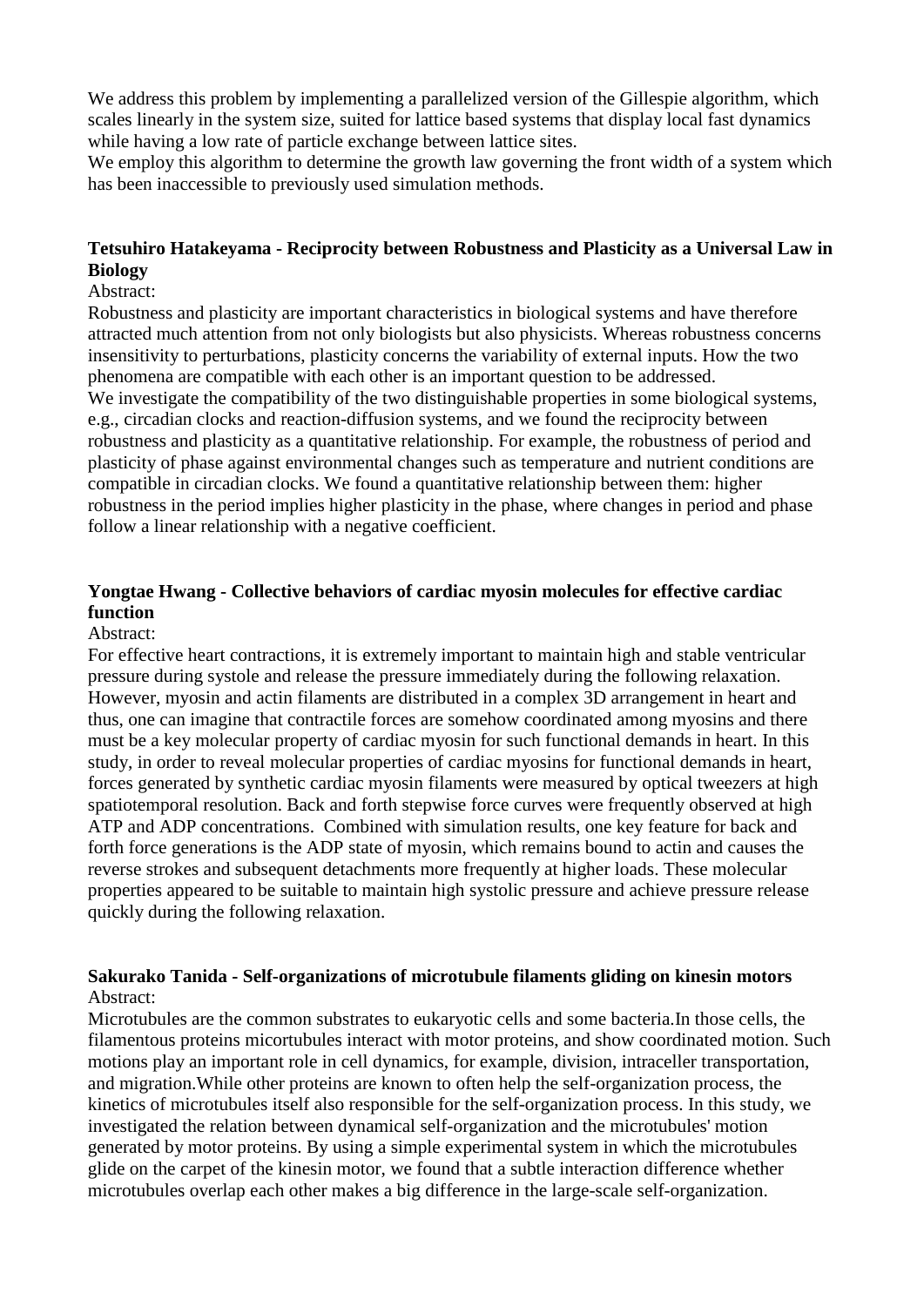We address this problem by implementing a parallelized version of the Gillespie algorithm, which scales linearly in the system size, suited for lattice based systems that display local fast dynamics while having a low rate of particle exchange between lattice sites.
We employ this algorithm to determine the growth law governing the front width of a system which has been inaccessible to previously used simulation methods.

**Tetsuhiro Hatakeyama - Reciprocity between Robustness and Plasticity as a Universal Law in Biology**

Abstract:
Robustness and plasticity are important characteristics in biological systems and have therefore attracted much attention from not only biologists but also physicists. Whereas robustness concerns insensitivity to perturbations, plasticity concerns the variability of external inputs. How the two phenomena are compatible with each other is an important question to be addressed.
We investigate the compatibility of the two distinguishable properties in some biological systems, e.g., circadian clocks and reaction-diffusion systems, and we found the reciprocity between robustness and plasticity as a quantitative relationship. For example, the robustness of period and plasticity of phase against environmental changes such as temperature and nutrient conditions are compatible in circadian clocks. We found a quantitative relationship between them: higher robustness in the period implies higher plasticity in the phase, where changes in period and phase follow a linear relationship with a negative coefficient.

**Yongtae Hwang - Collective behaviors of cardiac myosin molecules for effective cardiac function**

Abstract:
For effective heart contractions, it is extremely important to maintain high and stable ventricular pressure during systole and release the pressure immediately during the following relaxation. However, myosin and actin filaments are distributed in a complex 3D arrangement in heart and thus, one can imagine that contractile forces are somehow coordinated among myosins and there must be a key molecular property of cardiac myosin for such functional demands in heart. In this study, in order to reveal molecular properties of cardiac myosins for functional demands in heart, forces generated by synthetic cardiac myosin filaments were measured by optical tweezers at high spatiotemporal resolution. Back and forth stepwise force curves were frequently observed at high ATP and ADP concentrations. Combined with simulation results, one key feature for back and forth force generations is the ADP state of myosin, which remains bound to actin and causes the reverse strokes and subsequent detachments more frequently at higher loads. These molecular properties appeared to be suitable to maintain high systolic pressure and achieve pressure release quickly during the following relaxation.

**Sakurako Tanida - Self-organizations of microtubule filaments gliding on kinesin motors**

Abstract:
Microtubules are the common substrates to eukaryotic cells and some bacteria.In those cells, the filamentous proteins micortubules interact with motor proteins, and show coordinated motion. Such motions play an important role in cell dynamics, for example, division, intraceller transportation, and migration.While other proteins are known to often help the self-organization process, the kinetics of microtubules itself also responsible for the self-organization process. In this study, we investigated the relation between dynamical self-organization and the microtubules' motion generated by motor proteins. By using a simple experimental system in which the microtubules glide on the carpet of the kinesin motor, we found that a subtle interaction difference whether microtubules overlap each other makes a big difference in the large-scale self-organization.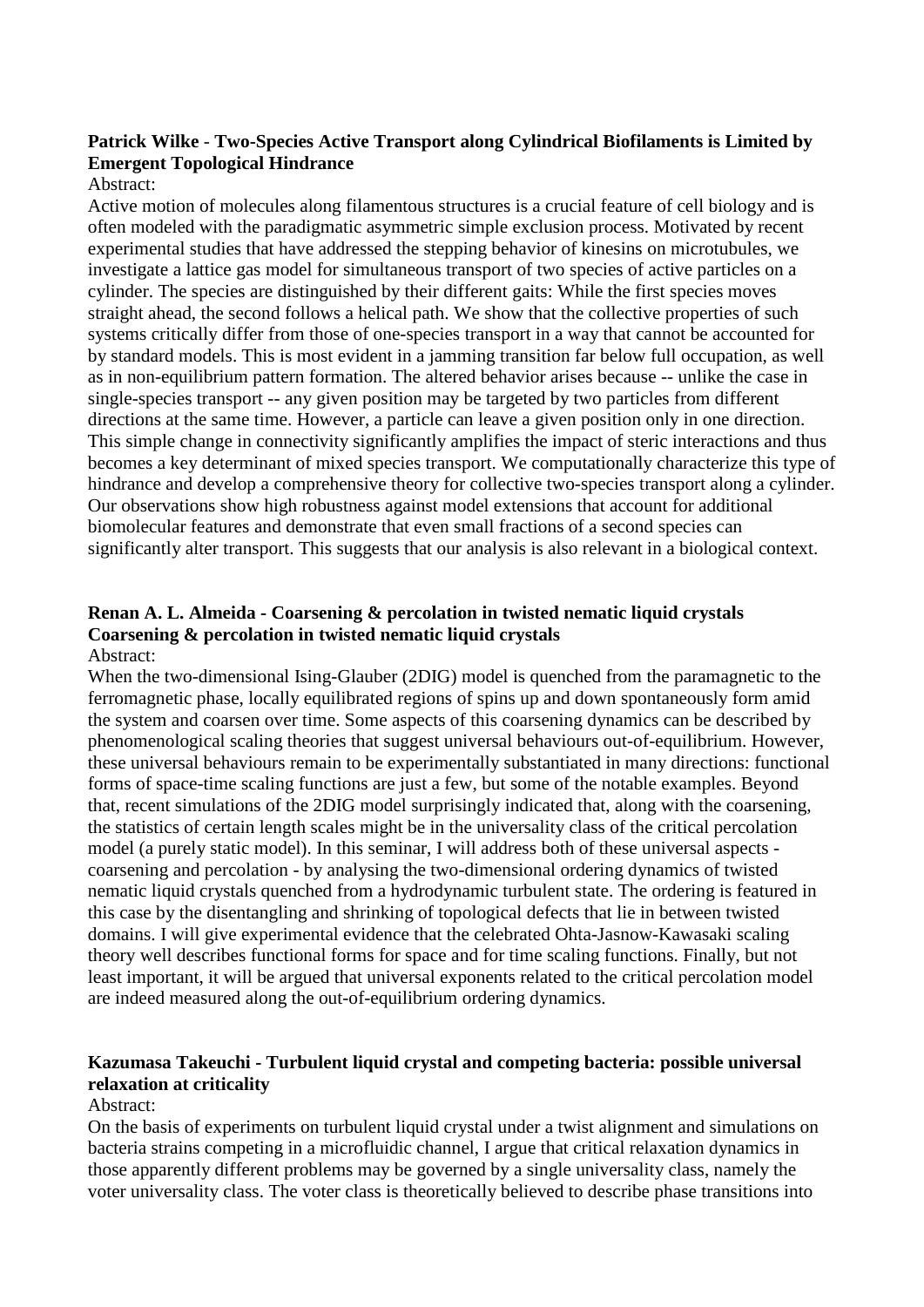**Patrick Wilke - Two-Species Active Transport along Cylindrical Biofilaments is Limited by Emergent Topological Hindrance**

Abstract:

Active motion of molecules along filamentous structures is a crucial feature of cell biology and is often modeled with the paradigmatic asymmetric simple exclusion process. Motivated by recent experimental studies that have addressed the stepping behavior of kinesins on microtubules, we investigate a lattice gas model for simultaneous transport of two species of active particles on a cylinder. The species are distinguished by their different gaits: While the first species moves straight ahead, the second follows a helical path. We show that the collective properties of such systems critically differ from those of one-species transport in a way that cannot be accounted for by standard models. This is most evident in a jamming transition far below full occupation, as well as in non-equilibrium pattern formation. The altered behavior arises because -- unlike the case in single-species transport -- any given position may be targeted by two particles from different directions at the same time. However, a particle can leave a given position only in one direction. This simple change in connectivity significantly amplifies the impact of steric interactions and thus becomes a key determinant of mixed species transport. We computationally characterize this type of hindrance and develop a comprehensive theory for collective two-species transport along a cylinder. Our observations show high robustness against model extensions that account for additional biomolecular features and demonstrate that even small fractions of a second species can significantly alter transport. This suggests that our analysis is also relevant in a biological context.

**Renan A. L. Almeida - Coarsening & percolation in twisted nematic liquid crystals Coarsening & percolation in twisted nematic liquid crystals**

Abstract:

When the two-dimensional Ising-Glauber (2DIG) model is quenched from the paramagnetic to the ferromagnetic phase, locally equilibrated regions of spins up and down spontaneously form amid the system and coarsen over time. Some aspects of this coarsening dynamics can be described by phenomenological scaling theories that suggest universal behaviours out-of-equilibrium. However, these universal behaviours remain to be experimentally substantiated in many directions: functional forms of space-time scaling functions are just a few, but some of the notable examples. Beyond that, recent simulations of the 2DIG model surprisingly indicated that, along with the coarsening, the statistics of certain length scales might be in the universality class of the critical percolation model (a purely static model). In this seminar, I will address both of these universal aspects - coarsening and percolation - by analysing the two-dimensional ordering dynamics of twisted nematic liquid crystals quenched from a hydrodynamic turbulent state. The ordering is featured in this case by the disentangling and shrinking of topological defects that lie in between twisted domains. I will give experimental evidence that the celebrated Ohta-Jasnow-Kawasaki scaling theory well describes functional forms for space and for time scaling functions. Finally, but not least important, it will be argued that universal exponents related to the critical percolation model are indeed measured along the out-of-equilibrium ordering dynamics.

**Kazumasa Takeuchi - Turbulent liquid crystal and competing bacteria: possible universal relaxation at criticality**

Abstract:

On the basis of experiments on turbulent liquid crystal under a twist alignment and simulations on bacteria strains competing in a microfluidic channel, I argue that critical relaxation dynamics in those apparently different problems may be governed by a single universality class, namely the voter universality class. The voter class is theoretically believed to describe phase transitions into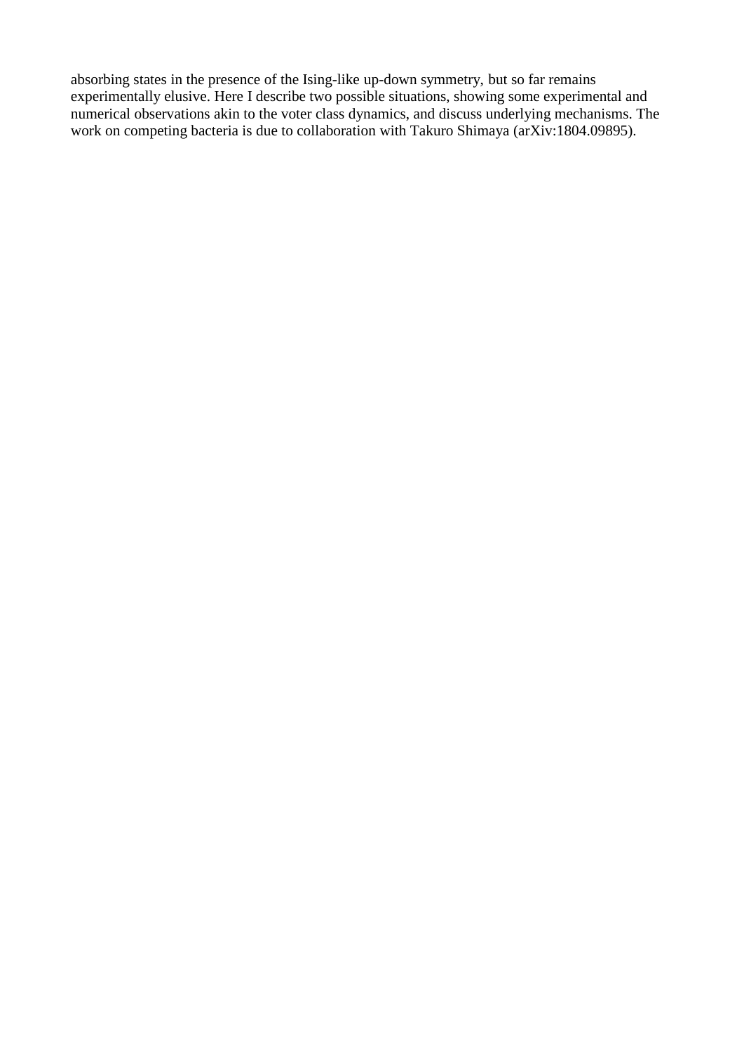absorbing states in the presence of the Ising-like up-down symmetry, but so far remains experimentally elusive. Here I describe two possible situations, showing some experimental and numerical observations akin to the voter class dynamics, and discuss underlying mechanisms. The work on competing bacteria is due to collaboration with Takuro Shimaya (arXiv:1804.09895).